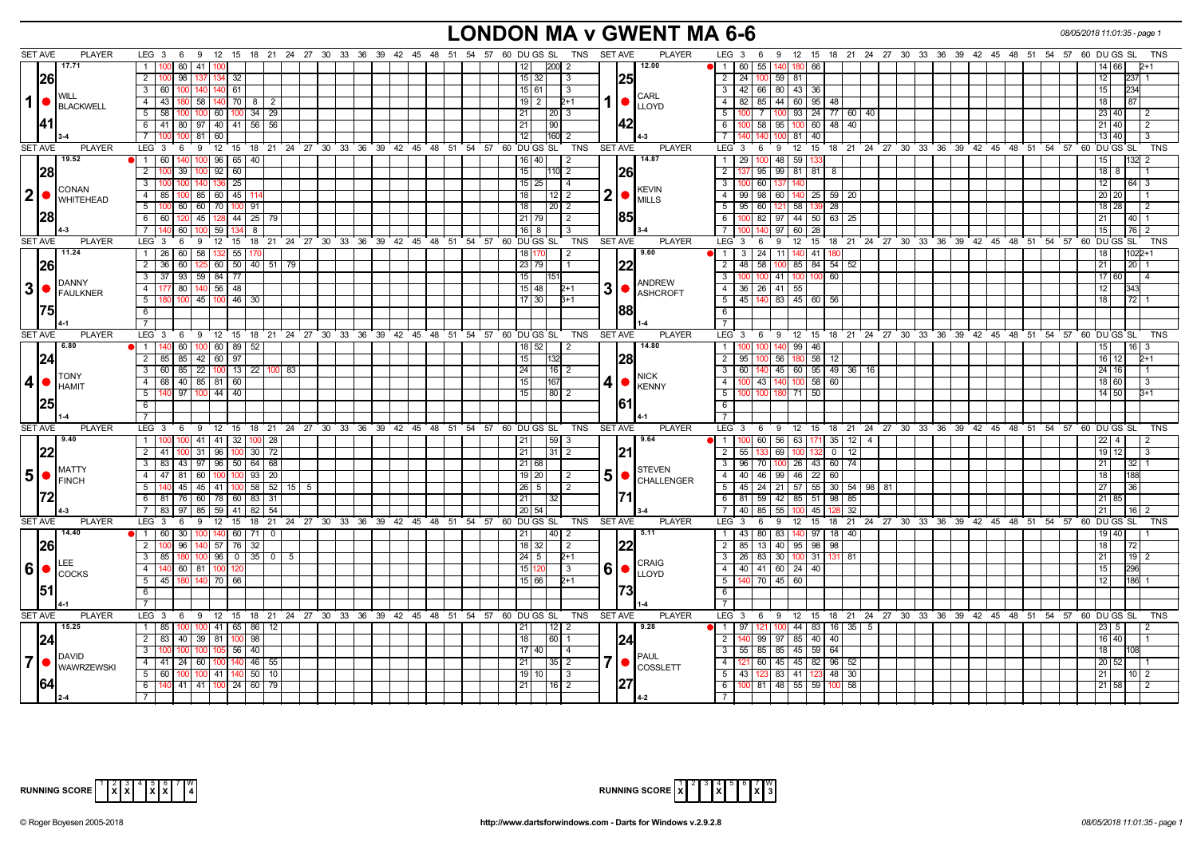# LONDON MA v GWENT MA 6-6

08/05/2018 11:01:35 - page 1

## Match 1

| SET AVE | PLAYER | LEG | Scores | DU | GS | SL | TNS |
|---|---|---|---|---|---|---|---|
| 17.71 / 26 / 41 | WILL BLACKWELL (3-4) | 1 | 100 60 41 100 | 12 | | 200 | 2 |
| | | 2 | 100 98 137 134 32 | 15 | 32 | | 3 |
| | | 3 | 60 100 140 140 61 | 15 | 61 | | 3 |
| | | 4 | 43 180 58 140 70 8 2 | 19 | 2 | | 2+1 |
| | | 5 | 58 100 100 60 100 34 29 | 21 | | 20 | 3 |
| | | 6 | 41 80 97 40 41 56 56 | 21 | | 90 | |
| | | 7 | 100 100 81 60 | 12 | | 160 | 2 |

| SET AVE | PLAYER | LEG | Scores | DU | GS | SL | TNS |
|---|---|---|---|---|---|---|---|
| 12.00 / 25 / 42 | CARL LLOYD (4-3) | 1 | 60 55 140 180 66 | 14 | 66 | | 2+1 |
| | | 2 | 24 100 59 81 | 12 | | 237 | 1 |
| | | 3 | 42 66 80 43 36 | 15 | | 234 | |
| | | 4 | 82 85 44 60 95 48 | 18 | | 87 | |
| | | 5 | 100 7 100 93 24 77 60 40 | 23 | 40 | | 2 |
| | | 6 | 100 58 95 100 60 48 40 | 21 | 40 | | 2 |
| | | 7 | 140 140 100 81 40 | 13 | 40 | | 3 |

## Match 2

| SET AVE | PLAYER | LEG | Scores | DU | GS | SL | TNS |
|---|---|---|---|---|---|---|---|
| 19.52 / 28 / 28 | CONAN WHITEHEAD (4-3) | 1 | 60 140 100 96 65 40 | 16 | 40 | | 2 |
| | | 2 | 100 39 100 92 60 | 15 | | 110 | 2 |
| | | 3 | 100 100 140 136 25 | 15 | 25 | | 4 |
| | | 4 | 85 100 85 60 45 114 | 18 | | 12 | 2 |
| | | 5 | 100 60 60 70 100 91 | 18 | | 20 | 2 |
| | | 6 | 60 120 45 128 44 25 79 | 21 | 79 | | 2 |
| | | 7 | 140 60 100 59 134 8 | 16 | 8 | | 3 |

| SET AVE | PLAYER | LEG | Scores | DU | GS | SL | TNS |
|---|---|---|---|---|---|---|---|
| 14.87 / 26 / 85 | KEVIN MILLS (3-4) | 1 | 29 100 48 59 133 | 15 | | 132 | 2 |
| | | 2 | 137 95 99 81 81 8 | 18 | 8 | | 1 |
| | | 3 | 100 60 137 140 | 12 | | 64 | 3 |
| | | 4 | 99 98 60 140 25 59 20 | 20 | 20 | | 1 |
| | | 5 | 95 60 121 58 139 28 | 18 | 28 | | 2 |
| | | 6 | 100 82 97 44 50 63 25 | 21 | | 40 | 1 |
| | | 7 | 100 140 97 60 28 | 15 | | 76 | 2 |

## Match 3

| SET AVE | PLAYER | LEG | Scores | DU | GS | SL | TNS |
|---|---|---|---|---|---|---|---|
| 11.24 / 26 / 75 | DANNY FAULKNER (4-1) | 1 | 26 60 58 132 55 170 | 18 | 170 | | 2 |
| | | 2 | 36 60 125 60 50 40 51 79 | 23 | 79 | | 1 |
| | | 3 | 37 93 59 84 77 | 15 | | 151 | |
| | | 4 | 177 80 140 56 48 | 15 | 48 | | 2+1 |
| | | 5 | 180 100 45 100 46 30 | 17 | 30 | | 3+1 |

| SET AVE | PLAYER | LEG | Scores | DU | GS | SL | TNS |
|---|---|---|---|---|---|---|---|
| 9.60 / 22 / 88 | ANDREW ASHCROFT (1-4) | 1 | 3 24 11 140 41 180 | 18 | | 102 | 2+1 |
| | | 2 | 48 58 100 85 84 54 52 | 21 | | 20 | 1 |
| | | 3 | 100 100 41 100 100 60 | 17 | 60 | | 4 |
| | | 4 | 36 26 41 55 | 12 | | 343 | |
| | | 5 | 45 140 83 45 60 56 | 18 | | 72 | 1 |

## Match 4

| SET AVE | PLAYER | LEG | Scores | DU | GS | SL | TNS |
|---|---|---|---|---|---|---|---|
| 6.80 / 24 / 25 | TONY HAMIT (1-4) | 1 | 140 60 100 60 89 52 | 18 | 52 | | 2 |
| | | 2 | 85 85 42 60 97 | 15 | | 132 | |
| | | 3 | 60 85 22 100 13 22 100 83 | 24 | | 16 | 2 |
| | | 4 | 68 40 85 81 60 | 15 | | 167 | |
| | | 5 | 140 97 100 44 40 | 15 | | 80 | 2 |

| SET AVE | PLAYER | LEG | Scores | DU | GS | SL | TNS |
|---|---|---|---|---|---|---|---|
| 14.80 / 28 / 61 | NICK KENNY (4-1) | 1 | 100 100 140 99 46 | 15 | | 16 | 3 |
| | | 2 | 95 100 56 180 58 12 | 16 | 12 | | 2+1 |
| | | 3 | 60 140 45 60 95 49 36 16 | 24 | 16 | | 1 |
| | | 4 | 100 43 140 100 58 60 | 18 | 60 | | 3 |
| | | 5 | 100 100 180 71 50 | 14 | 50 | | 3+1 |

## Match 5

| SET AVE | PLAYER | LEG | Scores | DU | GS | SL | TNS |
|---|---|---|---|---|---|---|---|
| 9.40 / 22 / 72 | MATTY FINCH (4-3) | 1 | 100 100 41 41 32 100 28 | 21 | | 59 | 3 |
| | | 2 | 41 100 31 96 100 30 72 | 21 | | 31 | 2 |
| | | 3 | 83 43 97 96 50 64 68 | 21 | 68 | | |
| | | 4 | 47 81 60 100 100 93 20 | 19 | 20 | | 2 |
| | | 5 | 140 45 45 41 100 58 52 15 5 | 26 | 5 | | 2 |
| | | 6 | 81 76 60 78 60 83 31 | 21 | | 32 | |
| | | 7 | 83 97 85 59 41 82 54 | 20 | 54 | | |

| SET AVE | PLAYER | LEG | Scores | DU | GS | SL | TNS |
|---|---|---|---|---|---|---|---|
| 9.64 / 21 / 71 | STEVEN CHALLENGER (3-4) | 1 | 100 60 56 63 171 35 12 4 | 22 | 4 | | 2 |
| | | 2 | 55 133 69 100 132 0 12 | 19 | 12 | | 3 |
| | | 3 | 96 70 100 26 43 60 74 | 21 | | 32 | 1 |
| | | 4 | 40 46 99 46 22 60 | 18 | | 188 | |
| | | 5 | 45 24 21 57 55 30 54 98 81 | 27 | | 36 | |
| | | 6 | 81 59 42 85 51 98 85 | 21 | 85 | | |
| | | 7 | 40 85 55 100 45 128 32 | 21 | | 16 | 2 |

## Match 6

| SET AVE | PLAYER | LEG | Scores | DU | GS | SL | TNS |
|---|---|---|---|---|---|---|---|
| 14.40 / 26 / 51 | LEE COCKS (4-1) | 1 | 60 30 100 140 60 71 0 | 21 | | 40 | 2 |
| | | 2 | 100 96 140 57 76 32 | 18 | 32 | | 2 |
| | | 3 | 85 180 100 96 0 35 0 5 | 24 | 5 | | 2+1 |
| | | 4 | 140 60 81 100 120 | 15 | 120 | | 3 |
| | | 5 | 45 180 140 70 66 | 15 | 66 | | 2+1 |

| SET AVE | PLAYER | LEG | Scores | DU | GS | SL | TNS |
|---|---|---|---|---|---|---|---|
| 5.11 / 22 / 73 | CRAIG LLOYD (1-4) | 1 | 43 80 83 140 97 18 40 | 19 | 40 | | 1 |
| | | 2 | 85 13 40 95 98 98 | 18 | | 72 | |
| | | 3 | 26 83 30 100 31 131 81 | 21 | | 19 | 2 |
| | | 4 | 40 41 60 24 40 | 15 | | 296 | |
| | | 5 | 140 70 45 60 | 12 | | 186 | 1 |

## Match 7

| SET AVE | PLAYER | LEG | Scores | DU | GS | SL | TNS |
|---|---|---|---|---|---|---|---|
| 15.25 / 24 / 64 | DAVID WAWRZEWSKI (2-4) | 1 | 85 100 100 41 65 86 12 | 21 | | 12 | 2 |
| | | 2 | 83 40 39 81 100 98 | 18 | | 60 | 1 |
| | | 3 | 100 100 100 105 56 40 | 17 | 40 | | 4 |
| | | 4 | 41 24 60 100 140 46 55 | 21 | | 35 | 2 |
| | | 5 | 60 100 100 41 140 50 10 | 19 | 10 | | 3 |
| | | 6 | 140 41 41 100 24 60 79 | 21 | | 16 | 2 |

| SET AVE | PLAYER | LEG | Scores | DU | GS | SL | TNS |
|---|---|---|---|---|---|---|---|
| 9.28 / 24 / 27 | PAUL COSSLETT (4-2) | 1 | 97 121 100 44 83 16 35 5 | 23 | 5 | | 2 |
| | | 2 | 140 99 97 85 40 40 | 16 | 40 | | 1 |
| | | 3 | 55 85 85 45 59 64 | 18 | | 108 | |
| | | 4 | 121 60 45 45 82 96 52 | 20 | 52 | | 1 |
| | | 5 | 43 123 83 41 123 48 30 | 21 | | 10 | 2 |
| | | 6 | 100 81 48 55 59 100 58 | 21 | 58 | | 2 |

**RUNNING SCORE (London MA):** 1: –, 2: X, 3: X, 4: –, 5: X, 6: X, 7: – — W: 4

**RUNNING SCORE (Gwent MA):** 1: X, 2: –, 3: –, 4: X, 5: –, 6: –, 7: X — W: 3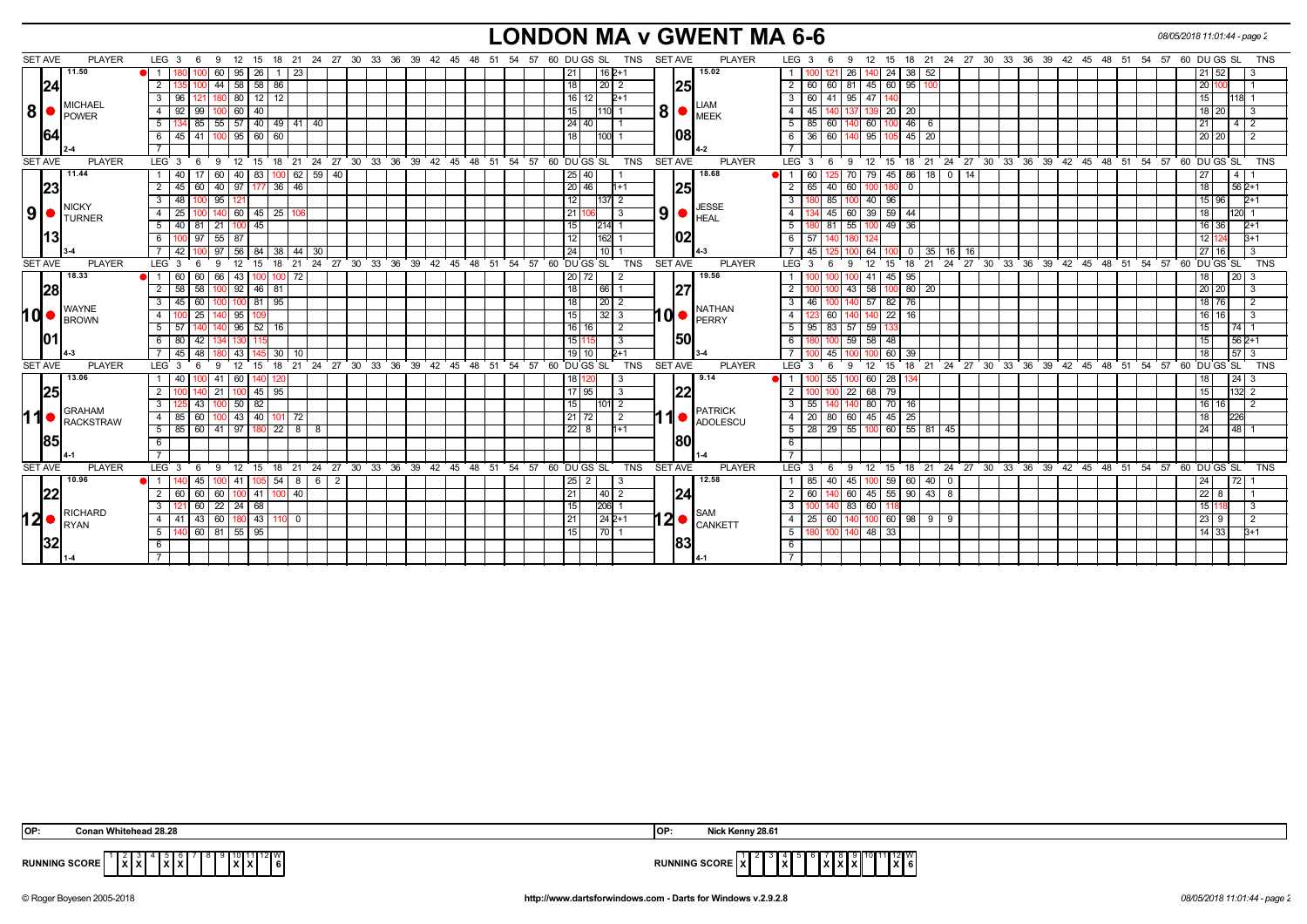# LONDON MA v GWENT MA 6-6

### Match 8: MICHAEL POWER v LIAM MEEK

| SET AVE | PLAYER | LEG | Scores | DU | GS | SL | TNS |
|---|---|---|---|---|---|---|---|
| 11.50 | MICHAEL POWER | 1 | 180 100 60 95 26 1 23 | 21 | | 16 | 2+1 |
| 24 | | 2 | 135 100 44 58 58 86 | 18 | | 20 | 2 |
| | | 3 | 96 121 180 80 12 12 | 16 | 12 | | 2+1 |
| | | 4 | 92 99 100 60 40 | 15 | | 110 | 1 |
| | | 5 | 134 85 55 57 40 49 41 40 | 24 | 40 | | 1 |
| 64 | | 6 | 45 41 100 95 60 60 | 18 | | 100 | 1 |
| | 2-4 | 7 | | | | | |

| SET AVE | PLAYER | LEG | Scores | DU | GS | SL | TNS |
|---|---|---|---|---|---|---|---|
| 15.02 | LIAM MEEK | 1 | 100 121 26 140 24 38 52 | 21 | 52 | | 3 |
| 25 | | 2 | 60 60 81 45 60 95 100 | 20 | 100 | | 1 |
| | | 3 | 60 41 95 47 140 | 15 | | 118 | 1 |
| | | 4 | 45 140 137 139 20 20 | 18 | 20 | | 3 |
| | | 5 | 85 60 140 60 100 46 6 | 21 | | 4 | 2 |
| 08 | | 6 | 36 60 140 95 105 45 20 | 20 | 20 | | 2 |
| | 4-2 | 7 | | | | | |

### Match 9: NICKY TURNER v JESSE HEAL

| SET AVE | PLAYER | LEG | Scores | DU | GS | SL | TNS |
|---|---|---|---|---|---|---|---|
| 11.44 | NICKY TURNER | 1 | 40 17 60 40 83 100 62 59 40 | 25 | 40 | | 1 |
| 23 | | 2 | 45 60 40 97 177 36 46 | 20 | 46 | | 1+1 |
| | | 3 | 48 100 95 121 | 12 | | 137 | 2 |
| | | 4 | 25 100 140 60 45 25 106 | 21 | 106 | | 3 |
| | | 5 | 40 81 21 100 45 | 15 | | 214 | 1 |
| 13 | | 6 | 100 97 55 87 | 12 | | 162 | 1 |
| | 3-4 | 7 | 42 100 97 56 84 38 44 30 | 24 | | 10 | 1 |

| SET AVE | PLAYER | LEG | Scores | DU | GS | SL | TNS |
|---|---|---|---|---|---|---|---|
| 18.68 | JESSE HEAL | 1 | 60 125 70 79 45 86 18 0 14 | 27 | | 4 | 1 |
| 25 | | 2 | 65 40 60 100 180 0 | 18 | | 56 | 2+1 |
| | | 3 | 180 85 100 40 96 | 15 | 96 | | 2+1 |
| | | 4 | 134 45 60 39 59 44 | 18 | | 120 | 1 |
| | | 5 | 180 81 55 100 49 36 | 16 | 36 | | 2+1 |
| 02 | | 6 | 57 140 180 124 | 12 | 124 | | 3+1 |
| | 4-3 | 7 | 45 125 100 64 100 0 35 16 16 | 27 | 16 | | 3 |

### Match 10: WAYNE BROWN v NATHAN PERRY

| SET AVE | PLAYER | LEG | Scores | DU | GS | SL | TNS |
|---|---|---|---|---|---|---|---|
| 18.33 | WAYNE BROWN | 1 | 60 60 66 43 100 100 72 | 20 | 72 | | 2 |
| 28 | | 2 | 58 58 100 92 46 81 | 18 | | 66 | 1 |
| | | 3 | 45 60 100 100 81 95 | 18 | | 20 | 2 |
| | | 4 | 100 25 140 95 109 | 15 | | 32 | 3 |
| | | 5 | 57 140 140 96 52 16 | 16 | 16 | | 2 |
| 01 | | 6 | 80 42 134 130 115 | 15 | 115 | | 3 |
| | 4-3 | 7 | 45 48 180 43 145 30 10 | 19 | 10 | | 2+1 |

| SET AVE | PLAYER | LEG | Scores | DU | GS | SL | TNS |
|---|---|---|---|---|---|---|---|
| 19.56 | NATHAN PERRY | 1 | 100 100 100 41 45 95 | 18 | | 20 | 3 |
| 27 | | 2 | 100 100 43 58 100 80 20 | 20 | 20 | | 3 |
| | | 3 | 46 100 140 57 82 76 | 18 | 76 | | 2 |
| | | 4 | 123 60 140 140 22 16 | 16 | 16 | | 3 |
| | | 5 | 95 83 57 59 133 | 15 | | 74 | 1 |
| 50 | | 6 | 180 100 59 58 48 | 15 | | 56 | 2+1 |
| | 3-4 | 7 | 100 45 100 100 60 39 | 18 | | 57 | 3 |

### Match 11: GRAHAM RACKSTRAW v PATRICK ADOLESCU

| SET AVE | PLAYER | LEG | Scores | DU | GS | SL | TNS |
|---|---|---|---|---|---|---|---|
| 13.06 | GRAHAM RACKSTRAW | 1 | 40 100 41 60 140 120 | 18 | 120 | | 3 |
| 25 | | 2 | 100 140 21 100 45 95 | 17 | 95 | | 3 |
| | | 3 | 125 43 100 50 82 | 15 | | 101 | 2 |
| | | 4 | 85 60 100 43 40 101 72 | 21 | 72 | | 2 |
| | | 5 | 85 60 41 97 180 22 8 8 | 22 | 8 | | 1+1 |
| 85 | | 6 | | | | | |
| | 4-1 | 7 | | | | | |

| SET AVE | PLAYER | LEG | Scores | DU | GS | SL | TNS |
|---|---|---|---|---|---|---|---|
| 9.14 | PATRICK ADOLESCU | 1 | 100 55 100 60 28 134 | 18 | | 24 | 3 |
| 22 | | 2 | 100 100 22 68 79 | 15 | | 132 | 2 |
| | | 3 | 55 140 140 80 70 16 | 16 | 16 | | 2 |
| | | 4 | 20 80 60 45 45 25 | 18 | | 226 | |
| | | 5 | 28 29 55 100 60 55 81 45 | 24 | | 48 | 1 |
| 80 | | 6 | | | | | |
| | 1-4 | 7 | | | | | |

### Match 12: RICHARD RYAN v SAM CANKETT

| SET AVE | PLAYER | LEG | Scores | DU | GS | SL | TNS |
|---|---|---|---|---|---|---|---|
| 10.96 | RICHARD RYAN | 1 | 140 45 100 41 105 54 8 6 2 | 25 | 2 | | 3 |
| 22 | | 2 | 60 60 60 100 41 100 40 | 21 | | 40 | 2 |
| | | 3 | 121 60 22 24 68 | 15 | | 206 | 1 |
| | | 4 | 41 43 60 180 43 110 0 | 21 | | 24 | 2+1 |
| | | 5 | 140 60 81 55 95 | 15 | | 70 | 1 |
| 32 | | 6 | | | | | |
| | 1-4 | 7 | | | | | |

| SET AVE | PLAYER | LEG | Scores | DU | GS | SL | TNS |
|---|---|---|---|---|---|---|---|
| 12.58 | SAM CANKETT | 1 | 85 40 45 100 59 60 40 0 | 24 | | 72 | 1 |
| 24 | | 2 | 60 140 60 45 55 90 43 8 | 22 | 8 | | 1 |
| | | 3 | 100 140 83 60 118 | 15 | 118 | | 3 |
| | | 4 | 25 60 140 100 60 98 9 9 | 23 | 9 | | 2 |
| | | 5 | 180 100 140 48 33 | 14 | 33 | | 3+1 |
| 83 | | 6 | | | | | |
| | 4-1 | 7 | | | | | |

| OP: | Conan Whitehead 28.28 | OP: | Nick Kenny 28.61 |
|---|---|---|---|

RUNNING SCORE (London MA):

| 1 | 2 | 3 | 4 | 5 | 6 | 7 | 8 | 9 | 10 | 11 | 12 | W |
|---|---|---|---|---|---|---|---|---|---|---|---|---|
| | X | X | | X | X | | | | X | X | | 6 |

RUNNING SCORE (Gwent MA):

| 1 | 2 | 3 | 4 | 5 | 6 | 7 | 8 | 9 | 10 | 11 | 12 | W |
|---|---|---|---|---|---|---|---|---|---|---|---|---|
| X | | | X | | | X | X | X | | | X | 6 |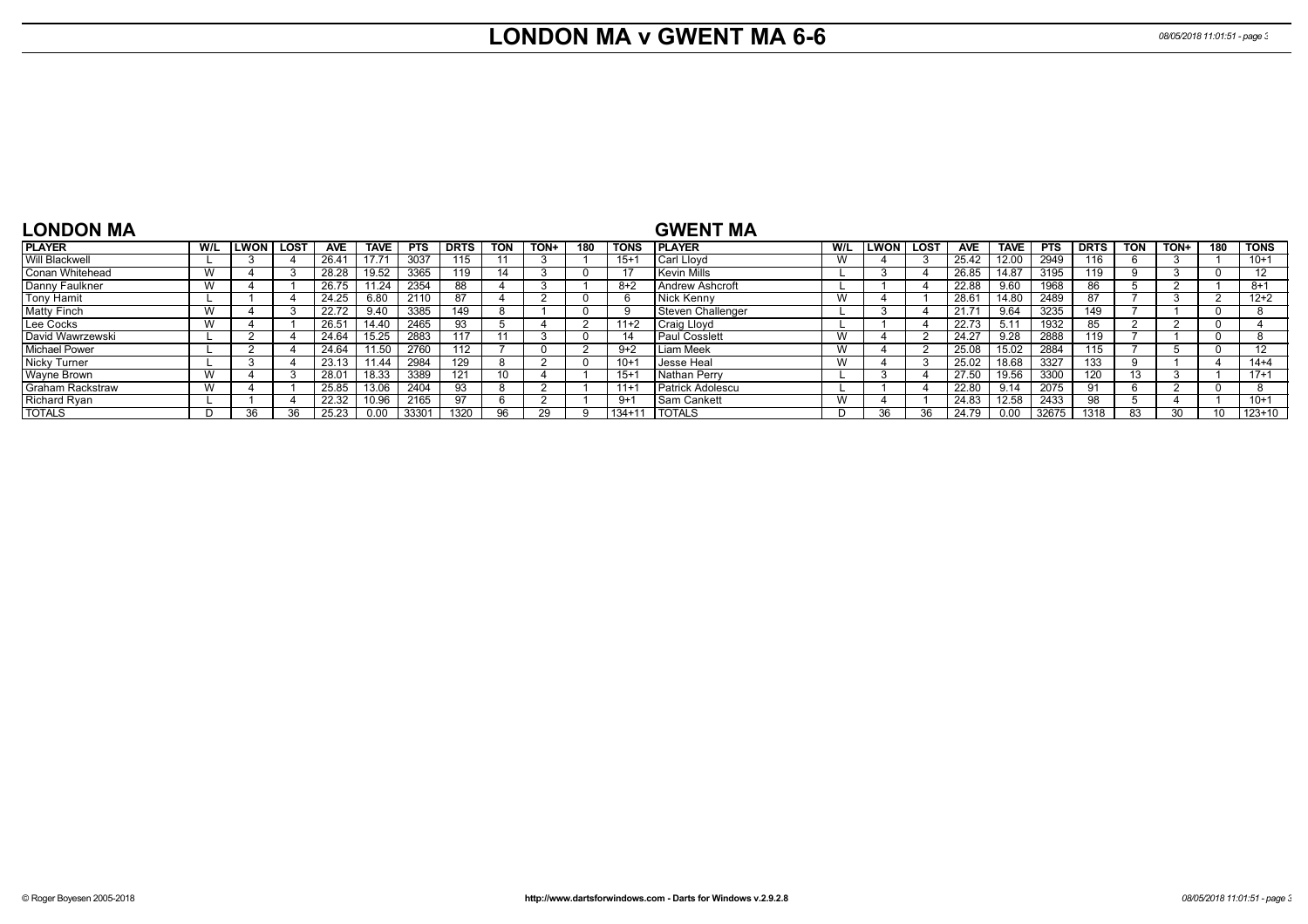# LONDON MA v GWENT MA 6-6

## LONDON MA

| PLAYER | W/L | LWON | LOST | AVE | TAVE | PTS | DRTS | TON | TON+ | 180 | TONS |
|---|---|---|---|---|---|---|---|---|---|---|---|
| Will Blackwell | L | 3 | 4 | 26.41 | 17.71 | 3037 | 115 | 11 | 3 | 1 | 15+1 |
| Conan Whitehead | W | 4 | 3 | 28.28 | 19.52 | 3365 | 119 | 14 | 3 | 0 | 17 |
| Danny Faulkner | W | 4 | 1 | 26.75 | 11.24 | 2354 | 88 | 4 | 3 | 1 | 8+2 |
| Tony Hamit | L | 1 | 4 | 24.25 | 6.80 | 2110 | 87 | 4 | 2 | 0 | 6 |
| Matty Finch | W | 4 | 3 | 22.72 | 9.40 | 3385 | 149 | 8 | 1 | 0 | 9 |
| Lee Cocks | W | 4 | 1 | 26.51 | 14.40 | 2465 | 93 | 5 | 4 | 2 | 11+2 |
| David Wawrzewski | L | 2 | 4 | 24.64 | 15.25 | 2883 | 117 | 11 | 3 | 0 | 14 |
| Michael Power | L | 2 | 4 | 24.64 | 11.50 | 2760 | 112 | 7 | 0 | 2 | 9+2 |
| Nicky Turner | L | 3 | 4 | 23.13 | 11.44 | 2984 | 129 | 8 | 2 | 0 | 10+1 |
| Wayne Brown | W | 4 | 3 | 28.01 | 18.33 | 3389 | 121 | 10 | 4 | 1 | 15+1 |
| Graham Rackstraw | W | 4 | 1 | 25.85 | 13.06 | 2404 | 93 | 8 | 2 | 1 | 11+1 |
| Richard Ryan | L | 1 | 4 | 22.32 | 10.96 | 2165 | 97 | 6 | 2 | 1 | 9+1 |
| TOTALS | D | 36 | 36 | 25.23 | 0.00 | 33301 | 1320 | 96 | 29 | 9 | 134+11 |

## GWENT MA

| PLAYER | W/L | LWON | LOST | AVE | TAVE | PTS | DRTS | TON | TON+ | 180 | TONS |
|---|---|---|---|---|---|---|---|---|---|---|---|
| Carl Lloyd | W | 4 | 3 | 25.42 | 12.00 | 2949 | 116 | 6 | 3 | 1 | 10+1 |
| Kevin Mills | L | 3 | 4 | 26.85 | 14.87 | 3195 | 119 | 9 | 3 | 0 | 12 |
| Andrew Ashcroft | L | 1 | 4 | 22.88 | 9.60 | 1968 | 86 | 5 | 2 | 1 | 8+1 |
| Nick Kenny | W | 4 | 1 | 28.61 | 14.80 | 2489 | 87 | 7 | 3 | 2 | 12+2 |
| Steven Challenger | L | 3 | 4 | 21.71 | 9.64 | 3235 | 149 | 7 | 1 | 0 | 8 |
| Craig Lloyd | L | 1 | 4 | 22.73 | 5.11 | 1932 | 85 | 2 | 2 | 0 | 4 |
| Paul Cosslett | W | 4 | 2 | 24.27 | 9.28 | 2888 | 119 | 7 | 1 | 0 | 8 |
| Liam Meek | W | 4 | 2 | 25.08 | 15.02 | 2884 | 115 | 7 | 5 | 0 | 12 |
| Jesse Heal | W | 4 | 3 | 25.02 | 18.68 | 3327 | 133 | 9 | 1 | 4 | 14+4 |
| Nathan Perry | L | 3 | 4 | 27.50 | 19.56 | 3300 | 120 | 13 | 3 | 1 | 17+1 |
| Patrick Adolescu | L | 1 | 4 | 22.80 | 9.14 | 2075 | 91 | 6 | 2 | 0 | 8 |
| Sam Cankett | W | 4 | 1 | 24.83 | 12.58 | 2433 | 98 | 5 | 4 | 1 | 10+1 |
| TOTALS | D | 36 | 36 | 24.79 | 0.00 | 32675 | 1318 | 83 | 30 | 10 | 123+10 |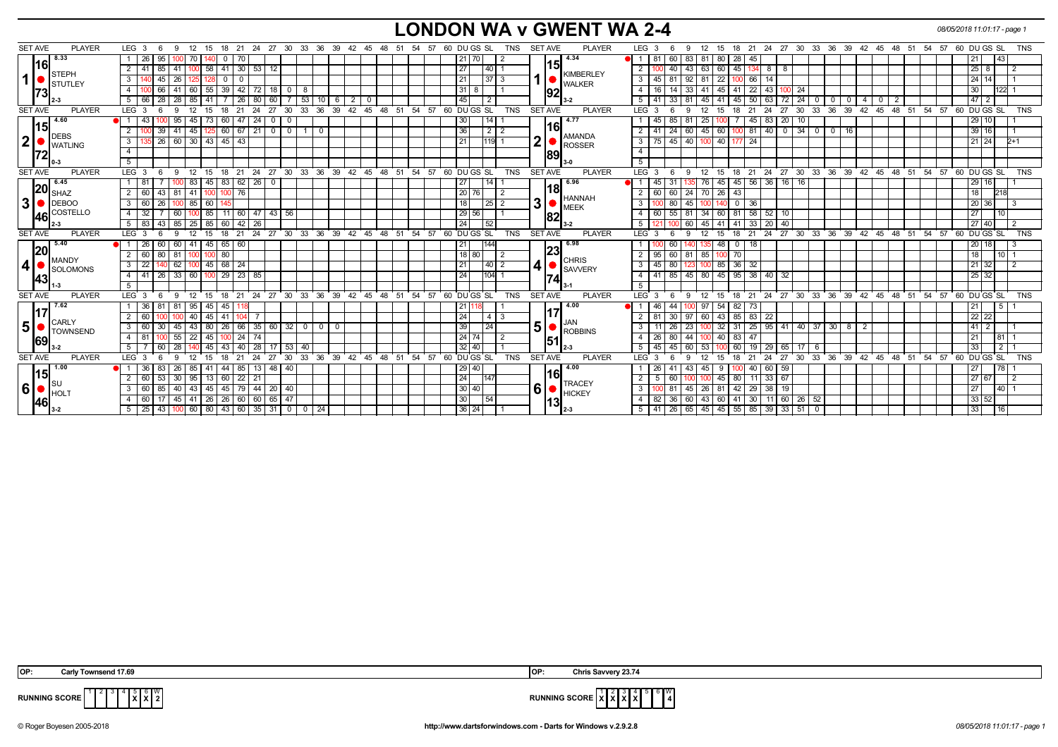# LONDON WA v GWENT WA 2-4

## Set 1

**STEPH STUTLEY** — Set Ave: 8.33 — 16 / 73 — Legs 2-3

| LEG | 3 | 6 | 9 | 12 | 15 | 18 | 21 | 24 | 27 | 30 | 33 | 36 | 39 | 42 | 45 | DU | GS | SL | TNS |
|---|---|---|---|---|---|---|---|---|---|---|---|---|---|---|---|---|---|---|---|
| 1 | 26 | 95 | 100 | 70 | 140 | 0 | 70 | | | | | | | | | 21 | 70 | | 2 |
| 2 | 41 | 85 | 41 | 100 | 58 | 41 | 30 | 53 | 12 | | | | | | | 27 | | 40 | 1 |
| 3 | 140 | 45 | 26 | 125 | 128 | 0 | 0 | | | | | | | | | 21 | | 37 | 3 |
| 4 | 100 | 66 | 41 | 60 | 55 | 39 | 42 | 72 | 18 | 0 | 8 | | | | | 31 | 8 | | 1 |
| 5 | 66 | 28 | 28 | 85 | 41 | 7 | 26 | 80 | 60 | 7 | 53 | 10 | 6 | 2 | 0 | 45 | | 2 | |

**KIMBERLEY WALKER** — Set Ave: 4.34 — 15 / 92 — Legs 3-2

| LEG | 3 | 6 | 9 | 12 | 15 | 18 | 21 | 24 | 27 | 30 | 33 | 36 | 39 | 42 | 45 | 48 | DU | GS | SL | TNS |
|---|---|---|---|---|---|---|---|---|---|---|---|---|---|---|---|---|---|---|---|---|
| 1 | 81 | 60 | 83 | 81 | 80 | 28 | 45 | | | | | | | | | | 21 | | 43 | |
| 2 | 100 | 40 | 43 | 63 | 60 | 45 | 134 | 8 | 8 | | | | | | | | 25 | 8 | | 2 |
| 3 | 45 | 81 | 92 | 81 | 22 | 100 | 66 | 14 | | | | | | | | | 24 | 14 | | 1 |
| 4 | 16 | 14 | 33 | 41 | 45 | 41 | 22 | 43 | 100 | 24 | | | | | | | 30 | | 122 | 1 |
| 5 | 41 | 33 | 81 | 45 | 41 | 45 | 50 | 63 | 72 | 24 | 0 | 0 | 0 | 4 | 0 | 2 | 47 | 2 | | |

## Set 2

**DEBS WATLING** — Set Ave: 4.60 — 15 / 72 — Legs 0-3

| LEG | 3 | 6 | 9 | 12 | 15 | 18 | 21 | 24 | 27 | 30 | 33 | 36 | DU | GS | SL | TNS |
|---|---|---|---|---|---|---|---|---|---|---|---|---|---|---|---|---|
| 1 | 43 | 100 | 95 | 45 | 73 | 60 | 47 | 24 | 0 | 0 | | | 30 | | 14 | 1 |
| 2 | 100 | 39 | 41 | 45 | 125 | 60 | 67 | 21 | 0 | 0 | 1 | 0 | 36 | | 2 | 2 |
| 3 | 135 | 26 | 60 | 30 | 43 | 45 | 43 | | | | | | 21 | | 119 | 1 |

**AMANDA ROSSER** — Set Ave: 4.77 — 16 / 89 — Legs 3-0

| LEG | 3 | 6 | 9 | 12 | 15 | 18 | 21 | 24 | 27 | 30 | 33 | 36 | 39 | DU | GS | SL | TNS |
|---|---|---|---|---|---|---|---|---|---|---|---|---|---|---|---|---|---|
| 1 | 45 | 85 | 81 | 25 | 100 | 7 | 45 | 83 | 20 | 10 | | | | 29 | 10 | | 1 |
| 2 | 41 | 24 | 60 | 45 | 60 | 100 | 81 | 40 | 0 | 34 | 0 | 0 | 16 | 39 | 16 | | 1 |
| 3 | 75 | 45 | 40 | 100 | 40 | 177 | 24 | | | | | | | 21 | 24 | | 2+1 |

## Set 3

**SHAZ DEBOO COSTELLO** — Set Ave: 6.45 — 20 / 46 — Legs 2-3

| LEG | 3 | 6 | 9 | 12 | 15 | 18 | 21 | 24 | 27 | 30 | DU | GS | SL | TNS |
|---|---|---|---|---|---|---|---|---|---|---|---|---|---|---|
| 1 | 81 | 7 | 100 | 83 | 45 | 83 | 62 | 26 | 0 | | 27 | | 14 | 1 |
| 2 | 60 | 43 | 81 | 41 | 100 | 100 | 76 | | | | 20 | 76 | | 2 |
| 3 | 60 | 26 | 100 | 85 | 60 | 145 | | | | | 18 | | 25 | 2 |
| 4 | 32 | 7 | 60 | 100 | 85 | 11 | 60 | 47 | 43 | 56 | 29 | 56 | | 1 |
| 5 | 83 | 43 | 85 | 25 | 85 | 60 | 42 | 26 | | | 24 | | 52 | |

**HANNAH MEEK** — Set Ave: 6.96 — 18 / 82 — Legs 3-2

| LEG | 3 | 6 | 9 | 12 | 15 | 18 | 21 | 24 | 27 | 30 | DU | GS | SL | TNS |
|---|---|---|---|---|---|---|---|---|---|---|---|---|---|---|
| 1 | 45 | 31 | 135 | 76 | 45 | 45 | 56 | 36 | 16 | 16 | 29 | 16 | | 1 |
| 2 | 60 | 60 | 24 | 70 | 26 | 43 | | | | | 18 | | 218 | |
| 3 | 100 | 80 | 45 | 100 | 140 | 0 | 36 | | | | 20 | 36 | | 3 |
| 4 | 60 | 55 | 81 | 34 | 60 | 81 | 58 | 52 | 10 | | 27 | | 10 | |
| 5 | 121 | 100 | 60 | 45 | 41 | 41 | 33 | 20 | 40 | | 27 | 40 | | 2 |

## Set 4

**MANDY SOLOMONS** — Set Ave: 5.40 — 20 / 43 — Legs 1-3

| LEG | 3 | 6 | 9 | 12 | 15 | 18 | 21 | 24 | DU | GS | SL | TNS |
|---|---|---|---|---|---|---|---|---|---|---|---|---|
| 1 | 26 | 60 | 60 | 41 | 45 | 65 | 60 | | 21 | | 144 | |
| 2 | 60 | 80 | 81 | 100 | 100 | 80 | | | 18 | 80 | | 2 |
| 3 | 22 | 140 | 62 | 100 | 45 | 68 | 24 | | 21 | | 40 | 2 |
| 4 | 41 | 26 | 33 | 60 | 100 | 29 | 23 | 85 | 24 | | 104 | 1 |

**CHRIS SAVVERY** — Set Ave: 6.98 — 23 / 74 — Legs 3-1

| LEG | 3 | 6 | 9 | 12 | 15 | 18 | 21 | 24 | 27 | DU | GS | SL | TNS |
|---|---|---|---|---|---|---|---|---|---|---|---|---|---|
| 1 | 100 | 60 | 140 | 135 | 48 | 0 | 18 | | | 20 | 18 | | 3 |
| 2 | 95 | 60 | 81 | 85 | 100 | 70 | | | | 18 | | 10 | 1 |
| 3 | 45 | 80 | 123 | 100 | 85 | 36 | 32 | | | 21 | 32 | | 2 |
| 4 | 41 | 85 | 45 | 80 | 45 | 95 | 38 | 40 | 32 | 25 | 32 | | |

## Set 5

**CARLY TOWNSEND** — Set Ave: 7.62 — 17 / 69 — Legs 3-2

| LEG | 3 | 6 | 9 | 12 | 15 | 18 | 21 | 24 | 27 | 30 | 33 | 36 | 39 | DU | GS | SL | TNS |
|---|---|---|---|---|---|---|---|---|---|---|---|---|---|---|---|---|---|
| 1 | 36 | 81 | 81 | 95 | 45 | 45 | 118 | | | | | | | 21 | 118 | | 1 |
| 2 | 60 | 100 | 100 | 40 | 45 | 41 | 104 | 7 | | | | | | 24 | | 4 | 3 |
| 3 | 60 | 30 | 45 | 43 | 80 | 26 | 66 | 35 | 60 | 32 | 0 | 0 | 0 | 39 | | 24 | |
| 4 | 81 | 100 | 55 | 22 | 45 | 100 | 24 | 74 | | | | | | 24 | 74 | | 2 |
| 5 | 7 | 60 | 28 | 140 | 45 | 43 | 40 | 28 | 17 | 53 | 40 | | | 32 | 40 | | 1 |

**JAN ROBBINS** — Set Ave: 4.00 — 17 / 51 — Legs 2-3

| LEG | 3 | 6 | 9 | 12 | 15 | 18 | 21 | 24 | 27 | 30 | 33 | 36 | 39 | 42 | DU | GS | SL | TNS |
|---|---|---|---|---|---|---|---|---|---|---|---|---|---|---|---|---|---|---|
| 1 | 46 | 44 | 100 | 97 | 54 | 82 | 73 | | | | | | | | 21 | | 5 | 1 |
| 2 | 81 | 30 | 97 | 60 | 43 | 85 | 83 | 22 | | | | | | | 22 | 22 | | |
| 3 | 11 | 26 | 23 | 100 | 32 | 31 | 25 | 95 | 41 | 40 | 37 | 30 | 8 | 2 | 41 | 2 | | 1 |
| 4 | 26 | 80 | 44 | 100 | 40 | 83 | 47 | | | | | | | | 21 | | 81 | 1 |
| 5 | 45 | 45 | 60 | 53 | 100 | 60 | 19 | 29 | 65 | 17 | 6 | | | | 33 | | 2 | 1 |

## Set 6

**SU HOLT** — Set Ave: 1.00 — 15 / 46 — Legs 3-2

| LEG | 3 | 6 | 9 | 12 | 15 | 18 | 21 | 24 | 27 | 30 | 33 | 36 | DU | GS | SL | TNS |
|---|---|---|---|---|---|---|---|---|---|---|---|---|---|---|---|---|
| 1 | 36 | 83 | 26 | 85 | 41 | 44 | 85 | 13 | 48 | 40 | | | 29 | 40 | | |
| 2 | 60 | 53 | 30 | 95 | 13 | 60 | 22 | 21 | | | | | 24 | | 147 | |
| 3 | 60 | 85 | 40 | 43 | 45 | 45 | 79 | 44 | 20 | 40 | | | 30 | 40 | | |
| 4 | 60 | 17 | 45 | 41 | 26 | 26 | 60 | 60 | 65 | 47 | | | 30 | | 54 | |
| 5 | 25 | 43 | 100 | 60 | 80 | 43 | 60 | 35 | 31 | 0 | 0 | 24 | 36 | 24 | | 1 |

**TRACEY HICKEY** — Set Ave: 4.00 — 16 / 13 — Legs 2-3

| LEG | 3 | 6 | 9 | 12 | 15 | 18 | 21 | 24 | 27 | 30 | 33 | DU | GS | SL | TNS |
|---|---|---|---|---|---|---|---|---|---|---|---|---|---|---|---|
| 1 | 26 | 41 | 43 | 45 | 9 | 100 | 40 | 60 | 59 | | | 27 | | 78 | 1 |
| 2 | 5 | 60 | 100 | 100 | 45 | 80 | 11 | 33 | 67 | | | 27 | 67 | | 2 |
| 3 | 100 | 81 | 45 | 26 | 81 | 42 | 29 | 38 | 19 | | | 27 | | 40 | 1 |
| 4 | 82 | 36 | 60 | 43 | 60 | 41 | 30 | 11 | 60 | 26 | 52 | 33 | 52 | | |
| 5 | 41 | 26 | 65 | 45 | 45 | 55 | 85 | 39 | 33 | 51 | 0 | 33 | | 16 | |

**OP:** Carly Townsend 17.69

**OP:** Chris Savvery 23.74

**RUNNING SCORE** (London WA): Sets 5, 6 won (X X) — W: 2

**RUNNING SCORE** (Gwent WA): Sets 1, 2, 3, 4 won (X X X X) — W: 4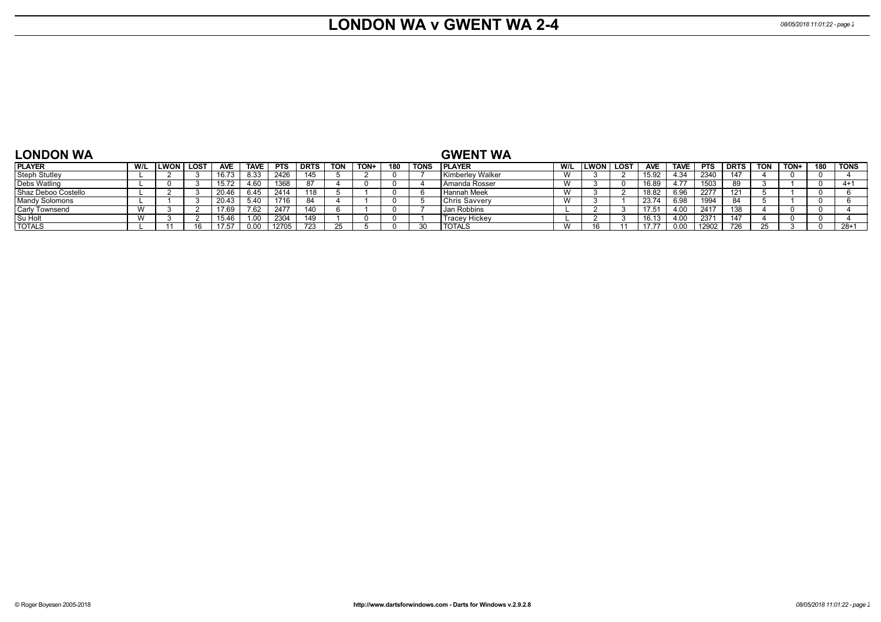# LONDON WA v GWENT WA 2-4

## LONDON WA

| PLAYER | W/L | LWON | LOST | AVE | TAVE | PTS | DRTS | TON | TON+ | 180 | TONS |
|---|---|---|---|---|---|---|---|---|---|---|---|
| Steph Stutley | L | 2 | 3 | 16.73 | 8.33 | 2426 | 145 | 5 | 2 | 0 | 7 |
| Debs Watling | L | 0 | 3 | 15.72 | 4.60 | 1368 | 87 | 4 | 0 | 0 | 4 |
| Shaz Deboo Costello | L | 2 | 3 | 20.46 | 6.45 | 2414 | 118 | 5 | 1 | 0 | 6 |
| Mandy Solomons | L | 1 | 3 | 20.43 | 5.40 | 1716 | 84 | 4 | 1 | 0 | 5 |
| Carly Townsend | W | 3 | 2 | 17.69 | 7.62 | 2477 | 140 | 6 | 1 | 0 | 7 |
| Su Holt | W | 3 | 2 | 15.46 | 1.00 | 2304 | 149 | 1 | 0 | 0 | 1 |
| TOTALS | L | 11 | 16 | 17.57 | 0.00 | 12705 | 723 | 25 | 5 | 0 | 30 |

## GWENT WA

| PLAYER | W/L | LWON | LOST | AVE | TAVE | PTS | DRTS | TON | TON+ | 180 | TONS |
|---|---|---|---|---|---|---|---|---|---|---|---|
| Kimberley Walker | W | 3 | 2 | 15.92 | 4.34 | 2340 | 147 | 4 | 0 | 0 | 4 |
| Amanda Rosser | W | 3 | 0 | 16.89 | 4.77 | 1503 | 89 | 3 | 1 | 0 | 4+1 |
| Hannah Meek | W | 3 | 2 | 18.82 | 6.96 | 2277 | 121 | 5 | 1 | 0 | 6 |
| Chris Savvery | W | 3 | 1 | 23.74 | 6.98 | 1994 | 84 | 5 | 1 | 0 | 6 |
| Jan Robbins | L | 2 | 3 | 17.51 | 4.00 | 2417 | 138 | 4 | 0 | 0 | 4 |
| Tracey Hickey | L | 2 | 3 | 16.13 | 4.00 | 2371 | 147 | 4 | 0 | 0 | 4 |
| TOTALS | W | 16 | 11 | 17.77 | 0.00 | 12902 | 726 | 25 | 3 | 0 | 28+1 |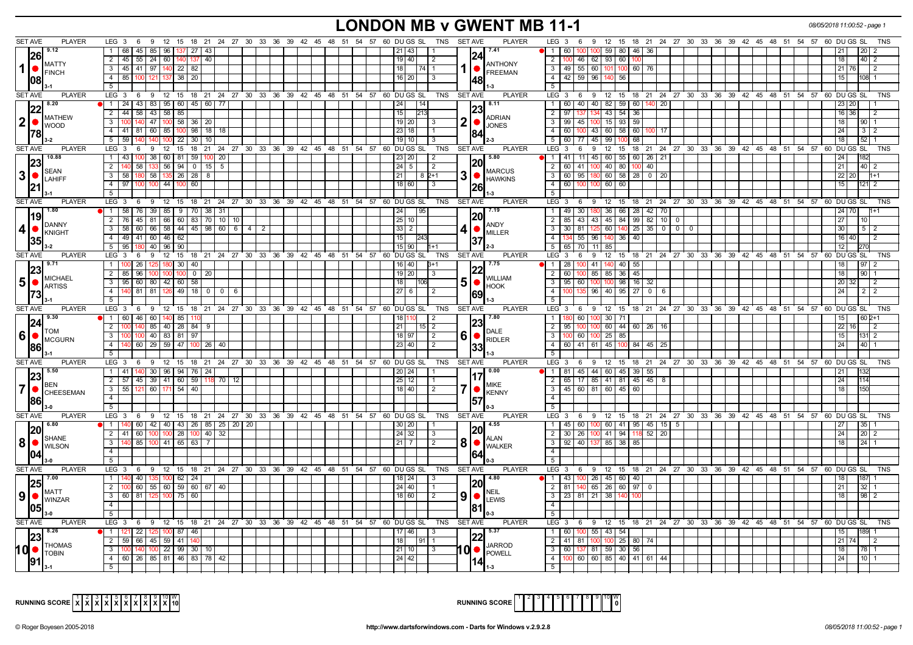# LONDON MB v GWENT MB 11-1

08/05/2018 11:00:52 - page 1

| SET AVE | PLAYER | LEG | Scores | DU | GS | SL | TNS | SET AVE | PLAYER | LEG | Scores | DU | GS | SL | TNS |
|---|---|---|---|---|---|---|---|---|---|---|---|---|---|---|---|
| 9.12 / 26.08 | 1 MATTY FINCH 3-1 | 1 | 68 45 85 96 137 27 43 | 21 | 43 | | 1 | 7.41 / 24.48 | 1 ANTHONY FREEMAN 1-3 | 1 | 60 100 100 59 80 46 36 | 21 | | 20 | 2 |
| | | 2 | 45 55 24 60 140 137 40 | 19 | 40 | | 2 | | | 2 | 100 46 62 93 60 100 | 18 | | 40 | 2 |
| | | 3 | 45 41 97 140 22 82 | 18 | | 74 | 1 | | | 3 | 49 55 60 101 100 60 76 | 21 | 76 | | 2 |
| | | 4 | 85 100 121 137 38 20 | 16 | 20 | | 3 | | | 4 | 42 59 96 140 56 | 15 | | 108 | 1 |
| | | 5 | | | | | | | | 5 | | | | | |
| 8.20 / 22.78 | 2 MATHEW WOOD 3-2 | 1 | 24 43 83 95 60 45 60 77 | 24 | | 14 | | 8.11 / 23.84 | 2 ADRIAN JONES 2-3 | 1 | 60 40 40 82 59 60 140 20 | 23 | 20 | | 1 |
| | | 2 | 44 58 43 58 85 | 15 | | 213 | | | | 2 | 97 137 134 43 54 36 | 16 | 36 | | 2 |
| | | 3 | 100 140 47 100 58 36 20 | 19 | 20 | | 3 | | | 3 | 99 45 100 15 93 59 | 18 | | 90 | 1 |
| | | 4 | 41 81 60 85 100 98 18 18 | 23 | 18 | | 1 | | | 4 | 60 100 43 60 58 60 100 17 | 24 | | 3 | 2 |
| | | 5 | 59 140 140 100 22 30 10 | 19 | 10 | | 3 | | | 5 | 60 77 45 99 100 68 | 18 | | 52 | 1 |
| 10.88 / 23.21 | 3 SEAN LAHIFF 3-1 | 1 | 43 100 38 60 81 59 100 20 | 23 | 20 | | 2 | 5.80 / 20.26 | 3 MARCUS HAWKINS 1-3 | 1 | 41 11 45 60 55 60 26 21 | 24 | | 182 | |
| | | 2 | 140 58 133 56 94 0 15 5 | 24 | 5 | | 2 | | | 2 | 60 41 100 40 80 100 40 | 21 | | 40 | 2 |
| | | 3 | 58 180 58 135 26 28 8 | 21 | | 8 | 2+1 | | | 3 | 60 95 180 60 58 28 0 20 | 22 | 20 | | 1+1 |
| | | 4 | 97 100 100 44 100 60 | 18 | 60 | | 3 | | | 4 | 60 100 100 60 60 | 15 | | 121 | 2 |
| | | 5 | | | | | | | | 5 | | | | | |
| 1.80 / 19.35 | 4 DANNY KNIGHT 3-2 | 1 | 58 76 39 85 9 70 38 31 | 24 | | 95 | | 7.19 / 20.37 | 4 ANDY MILLER 2-3 | 1 | 49 30 180 36 66 28 42 70 | 24 | 70 | | 1+1 |
| | | 2 | 76 45 81 66 60 83 70 10 10 | 25 | 10 | | | | | 2 | 85 43 43 45 84 99 82 10 0 | 27 | | 10 | |
| | | 3 | 58 60 66 58 44 45 98 60 6 4 2 | 33 | 2 | | | | | 3 | 30 81 125 60 140 25 35 0 0 0 | 30 | | 5 | 2 |
| | | 4 | 49 41 60 46 62 | 15 | | 243 | | | | 4 | 134 55 96 140 36 40 | 16 | 40 | | 2 |
| | | 5 | 95 180 40 96 90 | 15 | 90 | | 1+1 | | | 5 | 65 70 11 85 | 12 | | 270 | |
| 9.71 / 23.73 | 5 MICHAEL ARTISS 3-1 | 1 | 100 26 125 180 30 40 | 16 | 40 | | 3+1 | 7.75 / 22.69 | 5 WILLIAM HOOK 1-3 | 1 | 28 100 41 140 40 55 | 18 | | 97 | 2 |
| | | 2 | 85 96 100 100 100 0 20 | 19 | 20 | | 3 | | | 2 | 60 100 85 85 36 45 | 18 | | 90 | 1 |
| | | 3 | 95 60 80 42 60 58 | 18 | | 106 | | | | 3 | 95 60 100 100 98 16 32 | 20 | 32 | | 2 |
| | | 4 | 140 81 81 126 49 18 0 0 6 | 27 | 6 | | 2 | | | 4 | 100 135 96 40 95 27 0 6 | 24 | | 2 | 2 |
| | | 5 | | | | | | | | 5 | | | | | |
| 9.30 / 24.86 | 6 TOM MCGURN 3-1 | 1 | 60 46 60 140 85 110 | 18 | 110 | | 2 | 7.80 / 23.33 | 6 DALE RIDLER 1-3 | 1 | 180 60 100 30 71 | 15 | | 60 | 2+1 |
| | | 2 | 100 140 85 40 28 84 9 | 21 | | 15 | 2 | | | 2 | 95 100 100 60 44 60 26 16 | 22 | 16 | | 2 |
| | | 3 | 100 100 40 83 81 97 | 18 | 97 | | 2 | | | 3 | 100 60 100 25 85 | 15 | | 131 | 2 |
| | | 4 | 140 60 29 59 47 100 26 40 | 23 | 40 | | 2 | | | 4 | 60 41 61 45 100 84 45 25 | 24 | | 40 | 1 |
| | | 5 | | | | | | | | 5 | | | | | |
| 5.50 / 23.86 | 7 BEN CHEESEMAN 3-0 | 1 | 41 140 30 96 94 76 24 | 20 | 24 | | 1 | 0.00 / 17.57 | 7 MIKE KENNY 0-3 | 1 | 81 45 44 60 45 39 55 | 21 | | 132 | |
| | | 2 | 57 45 39 41 60 59 118 70 12 | 25 | 12 | | 1 | | | 2 | 65 17 85 41 81 45 45 8 | 24 | | 114 | |
| | | 3 | 55 121 60 171 54 40 | 18 | 40 | | 2 | | | 3 | 45 60 81 60 45 60 | 18 | | 150 | |
| | | 4 | | | | | | | | 4 | | | | | |
| | | 5 | | | | | | | | 5 | | | | | |
| 6.80 / 20.04 | 8 SHANE WILSON 3-0 | 1 | 140 60 42 40 43 26 85 25 20 20 | 30 | 20 | | 1 | 4.55 / 20.64 | 8 ALAN WALKER 0-3 | 1 | 45 60 100 60 41 95 45 15 5 | 27 | | 35 | 1 |
| | | 2 | 41 60 100 100 28 100 40 32 | 24 | 32 | | 3 | | | 2 | 30 26 100 41 94 118 52 20 | 24 | | 20 | 2 |
| | | 3 | 140 85 100 41 65 63 7 | 21 | 7 | | 2 | | | 3 | 92 40 137 85 38 85 | 18 | | 24 | 1 |
| | | 4 | | | | | | | | 4 | | | | | |
| | | 5 | | | | | | | | 5 | | | | | |
| 7.00 / 25.05 | 9 MATT WINZAR 3-0 | 1 | 140 40 135 100 62 24 | 18 | 24 | | 3 | 4.80 / 20.81 | 9 NEIL LEWIS 0-3 | 1 | 43 100 26 45 60 40 | 18 | | 187 | 1 |
| | | 2 | 100 60 55 60 59 60 67 40 | 24 | 40 | | 1 | | | 2 | 81 140 65 26 60 97 0 | 21 | | 32 | 1 |
| | | 3 | 60 81 125 100 75 60 | 18 | 60 | | 2 | | | 3 | 23 81 21 38 140 100 | 18 | | 98 | 2 |
| | | 4 | | | | | | | | 4 | | | | | |
| | | 5 | | | | | | | | 5 | | | | | |
| 8.26 / 23.91 | 10 THOMAS TOBIN 3-1 | 1 | 121 22 125 100 87 46 | 17 | 46 | | 3 | 5.37 / 22.14 | 10 JARROD POWELL 1-3 | 1 | 60 100 55 43 54 | 15 | | 189 | 1 |
| | | 2 | 59 66 45 59 41 140 | 18 | | 91 | 1 | | | 2 | 41 81 100 100 25 80 74 | 21 | 74 | | 2 |
| | | 3 | 100 140 100 22 99 30 10 | 21 | 10 | | 3 | | | 3 | 60 137 81 59 30 56 | 18 | | 78 | 1 |
| | | 4 | 60 26 85 81 46 83 78 42 | 24 | 42 | | | | | 4 | 100 60 60 85 40 41 61 44 | 24 | | 10 | 1 |
| | | 5 | | | | | | | | 5 | | | | | |

| RUNNING SCORE | 1 | 2 | 3 | 4 | 5 | 6 | 7 | 8 | 9 | 10 | W |
|---|---|---|---|---|---|---|---|---|---|---|---|
| LONDON MB | X | X | X | X | X | X | X | X | X | X | 10 |
| GWENT MB | | | | | | | | | | | 0 |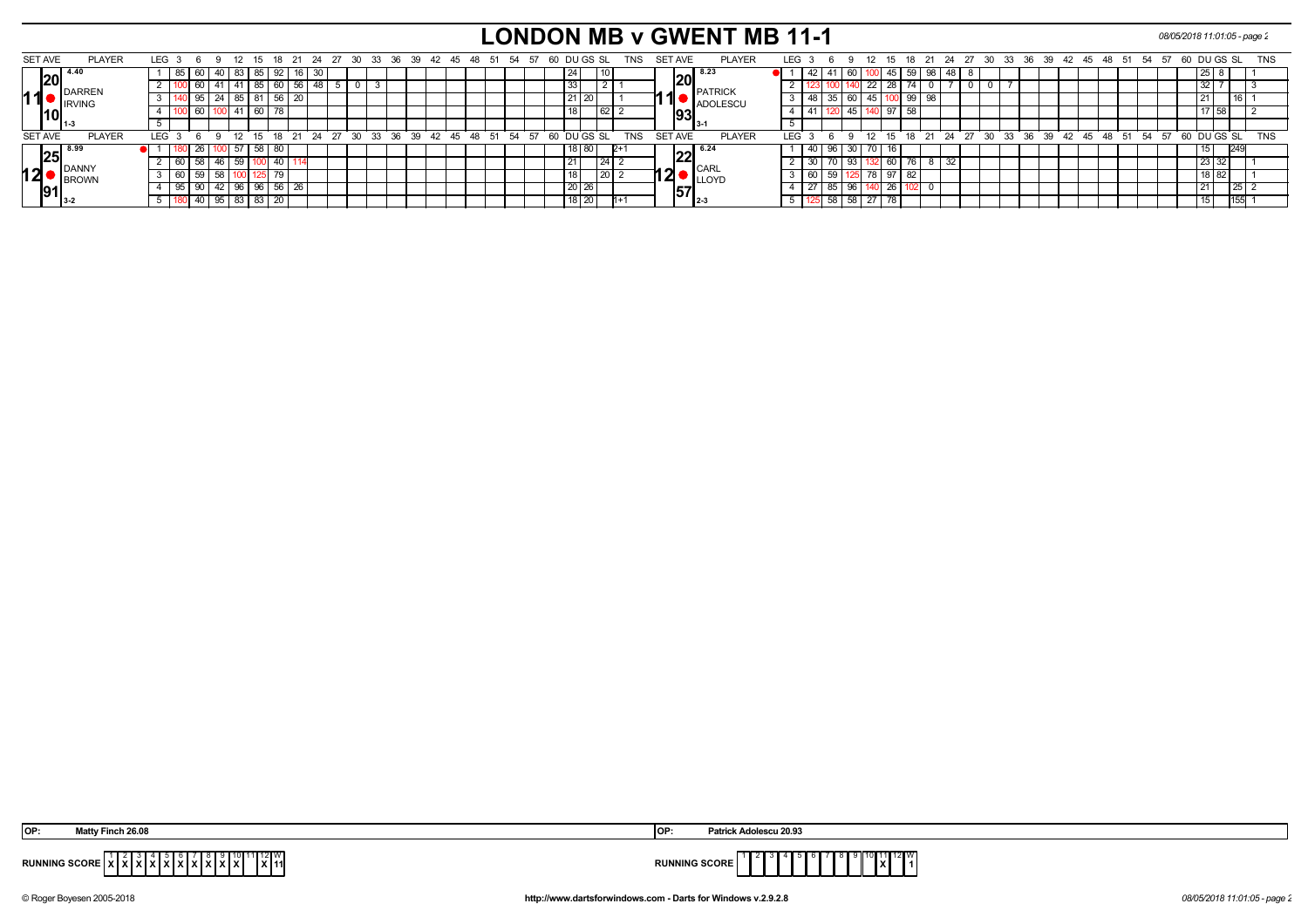# LONDON MB v GWENT MB 11-1

### Set 11

| SET AVE | PLAYER | LEG | 3 | 6 | 9 | 12 | 15 | 18 | 21 | 24 | 27 | 30 | 33 | DU | GS | SL | TNS |
|---|---|---|---|---|---|---|---|---|---|---|---|---|---|---|---|---|---|
| 4.40 / 20 / 10 | DARREN IRVING (1-3) | 1 | 85 | 60 | 40 | 83 | 85 | 92 | 16 | 30 | | | | 24 | | 10 | |
| | | 2 | 100 | 60 | 41 | 41 | 85 | 60 | 56 | 48 | 5 | 0 | 3 | 33 | | 2 | 1 |
| | | 3 | 140 | 95 | 24 | 85 | 81 | 56 | 20 | | | | | 21 | 20 | | 1 |
| | | 4 | 100 | 60 | 100 | 41 | 60 | 78 | | | | | | 18 | | 62 | 2 |
| | | 5 | | | | | | | | | | | | | | | |

| SET AVE | PLAYER | LEG | 3 | 6 | 9 | 12 | 15 | 18 | 21 | 24 | 27 | 30 | 33 | DU | GS | SL | TNS |
|---|---|---|---|---|---|---|---|---|---|---|---|---|---|---|---|---|---|
| 8.23 / 20 / 93 | PATRICK ADOLESCU (3-1) | 1 | 42 | 41 | 60 | 100 | 45 | 59 | 98 | 48 | 8 | | | 25 | 8 | | 1 |
| | | 2 | 123 | 100 | 140 | 22 | 28 | 74 | 0 | 7 | 0 | 0 | 7 | 32 | 7 | | 3 |
| | | 3 | 48 | 35 | 60 | 45 | 100 | 99 | 98 | | | | | 21 | | 16 | 1 |
| | | 4 | 41 | 120 | 45 | 140 | 97 | 58 | | | | | | 17 | 58 | | 2 |
| | | 5 | | | | | | | | | | | | | | | |

### Set 12

| SET AVE | PLAYER | LEG | 3 | 6 | 9 | 12 | 15 | 18 | 21 | 24 | DU | GS | SL | TNS |
|---|---|---|---|---|---|---|---|---|---|---|---|---|---|---|
| 8.99 / 25 / 91 | DANNY BROWN (3-2) | 1 | 180 | 26 | 100 | 57 | 58 | 80 | | | 18 | 80 | | 2+1 |
| | | 2 | 60 | 58 | 46 | 59 | 100 | 40 | 114 | | 21 | | 24 | 2 |
| | | 3 | 60 | 59 | 58 | 100 | 125 | 79 | | | 18 | | 20 | 2 |
| | | 4 | 95 | 90 | 42 | 96 | 96 | 56 | 26 | | 20 | 26 | | |
| | | 5 | 180 | 40 | 95 | 83 | 83 | 20 | | | 18 | 20 | | 1+1 |

| SET AVE | PLAYER | LEG | 3 | 6 | 9 | 12 | 15 | 18 | 21 | 24 | DU | GS | SL | TNS |
|---|---|---|---|---|---|---|---|---|---|---|---|---|---|---|
| 6.24 / 22 / 57 | CARL LLOYD (2-3) | 1 | 40 | 96 | 30 | 70 | 16 | | | | 15 | | 249 | |
| | | 2 | 30 | 70 | 93 | 132 | 60 | 76 | 8 | 32 | 23 | 32 | | 1 |
| | | 3 | 60 | 59 | 125 | 78 | 97 | 82 | | | 18 | 82 | | 1 |
| | | 4 | 27 | 85 | 96 | 140 | 26 | 102 | 0 | | 21 | | 25 | 2 |
| | | 5 | 125 | 58 | 58 | 27 | 78 | | | | 15 | | 155 | 1 |

**OP:** Matty Finch 26.08

**OP:** Patrick Adolescu 20.93

| RUNNING SCORE | 1 | 2 | 3 | 4 | 5 | 6 | 7 | 8 | 9 | 10 | 11 | 12 | W |
|---|---|---|---|---|---|---|---|---|---|---|---|---|---|
| LONDON MB | X | X | X | X | X | X | X | X | X | X | | X | 11 |
| GWENT MB | | | | | | | | | | | X | | 1 |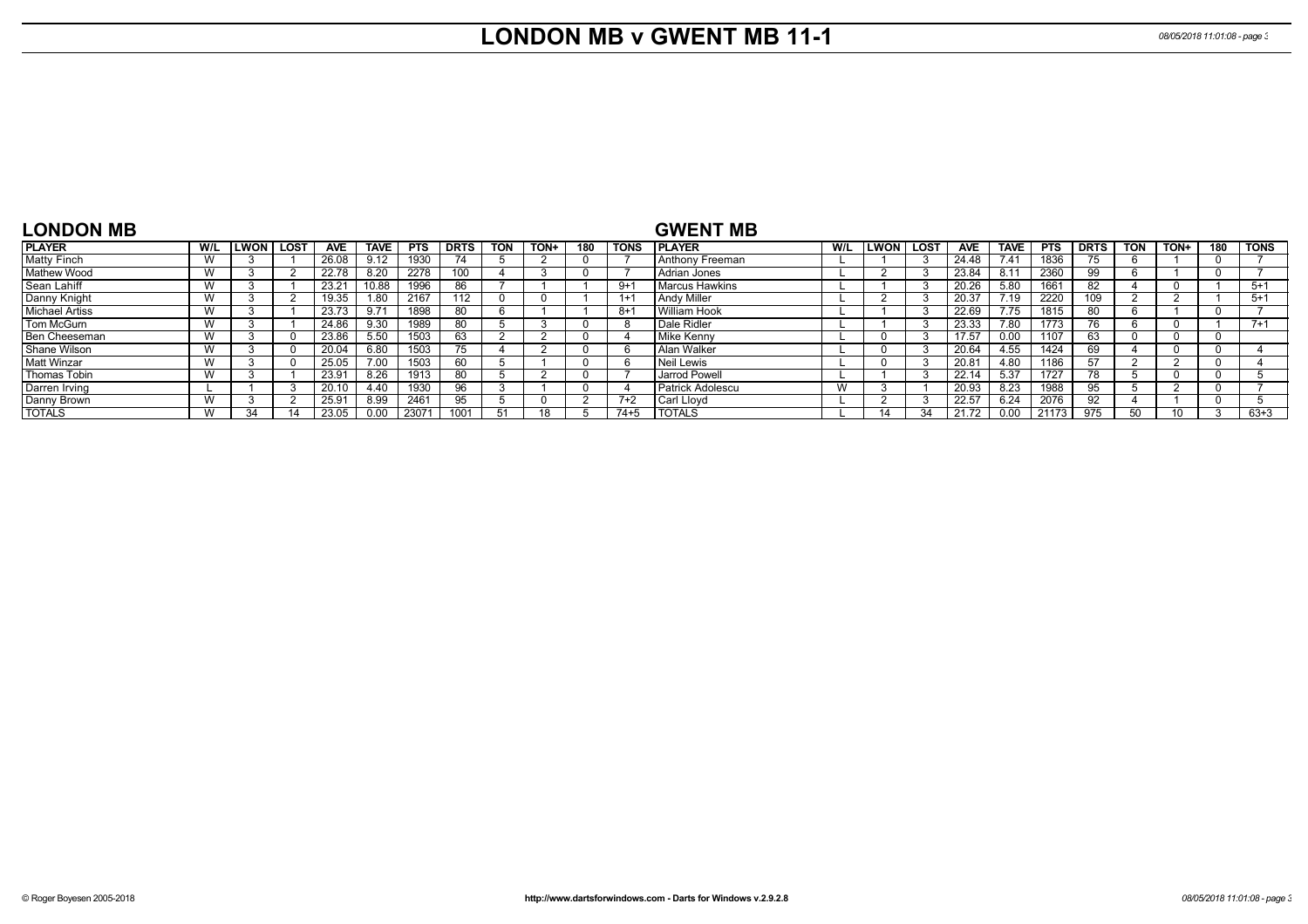# LONDON MB v GWENT MB 11-1

## LONDON MB

| PLAYER | W/L | LWON | LOST | AVE | TAVE | PTS | DRTS | TON | TON+ | 180 | TONS |
|---|---|---|---|---|---|---|---|---|---|---|---|
| Matty Finch | W | 3 | 1 | 26.08 | 9.12 | 1930 | 74 | 5 | 2 | 0 | 7 |
| Mathew Wood | W | 3 | 2 | 22.78 | 8.20 | 2278 | 100 | 4 | 3 | 0 | 7 |
| Sean Lahiff | W | 3 | 1 | 23.21 | 10.88 | 1996 | 86 | 7 | 1 | 1 | 9+1 |
| Danny Knight | W | 3 | 2 | 19.35 | 1.80 | 2167 | 112 | 0 | 0 | 1 | 1+1 |
| Michael Artiss | W | 3 | 1 | 23.73 | 9.71 | 1898 | 80 | 6 | 1 | 1 | 8+1 |
| Tom McGurn | W | 3 | 1 | 24.86 | 9.30 | 1989 | 80 | 5 | 3 | 0 | 8 |
| Ben Cheeseman | W | 3 | 0 | 23.86 | 5.50 | 1503 | 63 | 2 | 2 | 0 | 4 |
| Shane Wilson | W | 3 | 0 | 20.04 | 6.80 | 1503 | 75 | 4 | 2 | 0 | 6 |
| Matt Winzar | W | 3 | 0 | 25.05 | 7.00 | 1503 | 60 | 5 | 1 | 0 | 6 |
| Thomas Tobin | W | 3 | 1 | 23.91 | 8.26 | 1913 | 80 | 5 | 2 | 0 | 7 |
| Darren Irving | L | 1 | 3 | 20.10 | 4.40 | 1930 | 96 | 3 | 1 | 0 | 4 |
| Danny Brown | W | 3 | 2 | 25.91 | 8.99 | 2461 | 95 | 5 | 0 | 2 | 7+2 |
| TOTALS | W | 34 | 14 | 23.05 | 0.00 | 23071 | 1001 | 51 | 18 | 5 | 74+5 |

## GWENT MB

| PLAYER | W/L | LWON | LOST | AVE | TAVE | PTS | DRTS | TON | TON+ | 180 | TONS |
|---|---|---|---|---|---|---|---|---|---|---|---|
| Anthony Freeman | L | 1 | 3 | 24.48 | 7.41 | 1836 | 75 | 6 | 1 | 0 | 7 |
| Adrian Jones | L | 2 | 3 | 23.84 | 8.11 | 2360 | 99 | 6 | 1 | 0 | 7 |
| Marcus Hawkins | L | 1 | 3 | 20.26 | 5.80 | 1661 | 82 | 4 | 0 | 1 | 5+1 |
| Andy Miller | L | 2 | 3 | 20.37 | 7.19 | 2220 | 109 | 2 | 2 | 1 | 5+1 |
| William Hook | L | 1 | 3 | 22.69 | 7.75 | 1815 | 80 | 6 | 1 | 0 | 7 |
| Dale Ridler | L | 1 | 3 | 23.33 | 7.80 | 1773 | 76 | 6 | 0 | 1 | 7+1 |
| Mike Kenny | L | 0 | 3 | 17.57 | 0.00 | 1107 | 63 | 0 | 0 | 0 | |
| Alan Walker | L | 0 | 3 | 20.64 | 4.55 | 1424 | 69 | 4 | 0 | 0 | 4 |
| Neil Lewis | L | 0 | 3 | 20.81 | 4.80 | 1186 | 57 | 2 | 2 | 0 | 4 |
| Jarrod Powell | L | 1 | 3 | 22.14 | 5.37 | 1727 | 78 | 5 | 0 | 0 | 5 |
| Patrick Adolescu | W | 3 | 1 | 20.93 | 8.23 | 1988 | 95 | 5 | 2 | 0 | 7 |
| Carl Lloyd | L | 2 | 3 | 22.57 | 6.24 | 2076 | 92 | 4 | 1 | 0 | 5 |
| TOTALS | L | 14 | 34 | 21.72 | 0.00 | 21173 | 975 | 50 | 10 | 3 | 63+3 |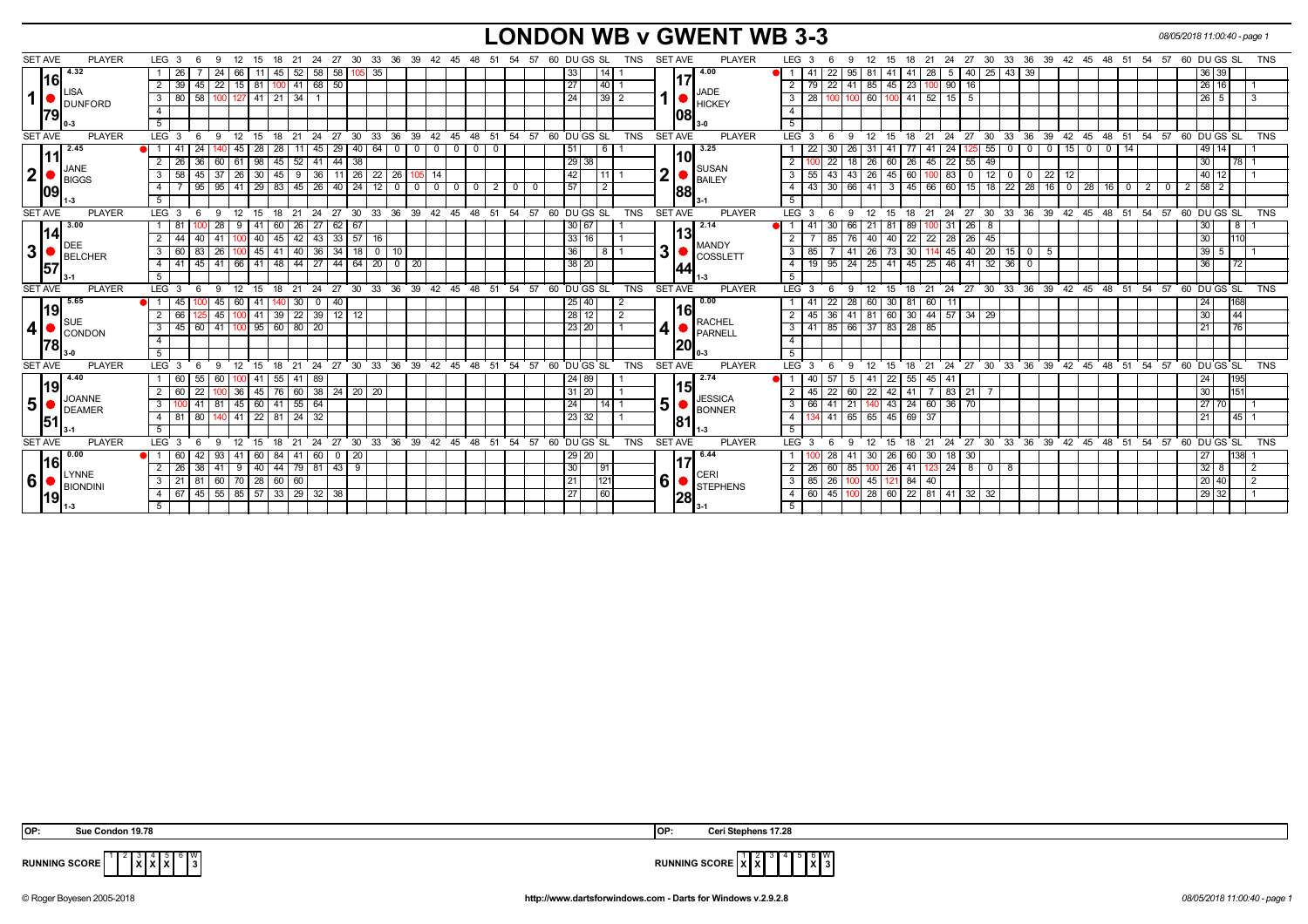# LONDON WB v GWENT WB 3-3

08/05/2018 11:00:40 - page 1

| SET AVE | PLAYER | LEG | 3 | 6 | 9 | 12 | 15 | 18 | 21 | 24 | 27 | 30 | 33 | 36 | 39 | 42 | 45 | 48 | 51 | 54 | 57 | 60 | DU | GS | SL | TNS | SET AVE | PLAYER | LEG | 3 | 6 | 9 | 12 | 15 | 18 | 21 | 24 | 27 | 30 | 33 | 36 | 39 | 42 | 45 | 48 | 51 | 54 | 57 | 60 | DU | GS | SL | TNS |
|---|---|---|---|---|---|---|---|---|---|---|---|---|---|---|---|---|---|---|---|---|---|---|---|---|---|---|---|---|---|---|---|---|---|---|---|---|---|---|---|---|---|---|---|---|---|---|---|---|---|---|---|---|
| 4.32 / 16.79 | 1 LISA DUNFORD 0-3 | 1 | 26 | 7 | 24 | 66 | 11 | 45 | 52 | 58 | 58 | 105 | 35 | | | | | | | | | | 33 | | 14 | 1 | 4.00 / 17.08 | 1 JADE HICKEY 3-0 | 1 | 41 | 22 | 95 | 81 | 41 | 41 | 28 | 5 | 40 | 25 | 43 | 39 | | | | | | | | | 36 | 39 | | |
| | | 2 | 39 | 45 | 22 | 15 | 81 | 100 | 41 | 68 | 50 | | | | | | | | | | | | 27 | | 40 | 1 | | | 2 | 79 | 22 | 41 | 85 | 45 | 23 | 100 | 90 | 16 | | | | | | | | | | | | 26 | 16 | | 1 |
| | | 3 | 80 | 58 | 100 | 127 | 41 | 21 | 34 | 1 | | | | | | | | | | | | | 24 | | 39 | 2 | | | 3 | 28 | 100 | 100 | 60 | 100 | 41 | 52 | 15 | 5 | | | | | | | | | | | | 26 | 5 | | 3 |
| | | 4 | | | | | | | | | | | | | | | | | | | | | | | | | | | 4 | | | | | | | | | | | | | | | | | | | | | | | | |
| | | 5 | | | | | | | | | | | | | | | | | | | | | | | | | | | 5 | | | | | | | | | | | | | | | | | | | | | | | | |
| 2.45 / 11.09 | 2 JANE BIGGS 1-3 | 1 | 41 | 24 | 140 | 45 | 28 | 28 | 11 | 45 | 29 | 40 | 64 | 0 | 0 | 0 | 0 | 0 | 0 | | | | 51 | | 6 | 1 | 3.25 / 10.88 | 2 SUSAN BAILEY 3-1 | 1 | 22 | 30 | 26 | 31 | 41 | 77 | 41 | 24 | 125 | 55 | 0 | 0 | 0 | 15 | 0 | 0 | 14 | | | | 49 | 14 | | 1 |
| | | 2 | 26 | 36 | 60 | 61 | 98 | 45 | 52 | 41 | 44 | 38 | | | | | | | | | | | 29 | 38 | | | | | 2 | 100 | 22 | 18 | 26 | 60 | 26 | 45 | 22 | 55 | 49 | | | | | | | | | | | 30 | | 78 | 1 |
| | | 3 | 58 | 45 | 37 | 26 | 30 | 45 | 9 | 36 | 11 | 26 | 22 | 26 | 105 | 14 | | | | | | | 42 | | 11 | 1 | | | 3 | 55 | 43 | 43 | 26 | 45 | 60 | 100 | 83 | 0 | 12 | 0 | 0 | 22 | 12 | | | | | | | 40 | 12 | | 1 |
| | | 4 | 7 | 95 | 95 | 41 | 29 | 83 | 45 | 26 | 40 | 24 | 12 | 0 | 0 | 0 | 0 | 0 | 2 | 0 | 0 | | 57 | | 2 | | | | 4 | 43 | 30 | 66 | 41 | 3 | 45 | 66 | 60 | 15 | 18 | 22 | 28 | 16 | 0 | 28 | 16 | 0 | 2 | 0 | 2 | 58 | 2 | | |
| | | 5 | | | | | | | | | | | | | | | | | | | | | | | | | | | 5 | | | | | | | | | | | | | | | | | | | | | | | | |
| 3.00 / 14.57 | 3 DEE BELCHER 3-1 | 1 | 81 | 100 | 28 | 9 | 41 | 60 | 26 | 27 | 62 | 67 | | | | | | | | | | | 30 | 67 | | 1 | 2.14 / 13.44 | 3 MANDY COSSLETT 1-3 | 1 | 41 | 30 | 66 | 21 | 81 | 89 | 100 | 31 | 26 | 8 | | | | | | | | | | | 30 | | 8 | 1 |
| | | 2 | 44 | 40 | 41 | 100 | 40 | 45 | 42 | 43 | 33 | 57 | 16 | | | | | | | | | | 33 | 16 | | 1 | | | 2 | 7 | 85 | 76 | 40 | 40 | 22 | 22 | 28 | 26 | 45 | | | | | | | | | | | 30 | | 110 | |
| | | 3 | 60 | 83 | 26 | 100 | 45 | 41 | 40 | 36 | 34 | 18 | 0 | 10 | | | | | | | | | 36 | | 8 | 1 | | | 3 | 85 | 7 | 41 | 26 | 73 | 30 | 114 | 45 | 40 | 20 | 15 | 0 | 5 | | | | | | | | 39 | 5 | | 1 |
| | | 4 | 41 | 45 | 41 | 66 | 41 | 48 | 44 | 27 | 44 | 64 | 20 | 0 | 20 | | | | | | | | 38 | 20 | | | | | 4 | 19 | 95 | 24 | 25 | 41 | 45 | 25 | 46 | 41 | 32 | 36 | 0 | | | | | | | | | 36 | | 72 | |
| | | 5 | | | | | | | | | | | | | | | | | | | | | | | | | | | 5 | | | | | | | | | | | | | | | | | | | | | | | | |
| 5.65 / 19.78 | 4 SUE CONDON 3-0 | 1 | 45 | 100 | 45 | 60 | 41 | 140 | 30 | 0 | 40 | | | | | | | | | | | | 25 | 40 | | 2 | 0.00 / 16.20 | 4 RACHEL PARNELL 0-3 | 1 | 41 | 22 | 28 | 60 | 30 | 81 | 60 | 11 | | | | | | | | | | | | | 24 | | 168 | |
| | | 2 | 66 | 125 | 45 | 100 | 41 | 39 | 22 | 39 | 12 | 12 | | | | | | | | | | | 28 | 12 | | 2 | | | 2 | 45 | 36 | 41 | 81 | 60 | 30 | 44 | 57 | 34 | 29 | | | | | | | | | | | 30 | | 44 | |
| | | 3 | 45 | 60 | 41 | 100 | 95 | 60 | 80 | 20 | | | | | | | | | | | | | 23 | 20 | | 1 | | | 3 | 41 | 85 | 66 | 37 | 83 | 28 | 85 | | | | | | | | | | | | | | 21 | | 76 | |
| | | 4 | | | | | | | | | | | | | | | | | | | | | | | | | | | 4 | | | | | | | | | | | | | | | | | | | | | | | | |
| | | 5 | | | | | | | | | | | | | | | | | | | | | | | | | | | 5 | | | | | | | | | | | | | | | | | | | | | | | | |
| 4.40 / 19.51 | 5 JOANNE DEAMER 3-1 | 1 | 60 | 55 | 60 | 100 | 41 | 55 | 41 | 89 | | | | | | | | | | | | | 24 | 89 | | 1 | 2.74 / 15.81 | 5 JESSICA BONNER 1-3 | 1 | 40 | 57 | 5 | 41 | 22 | 55 | 45 | 41 | | | | | | | | | | | | | 24 | | 195 | |
| | | 2 | 60 | 22 | 100 | 36 | 45 | 76 | 60 | 38 | 24 | 20 | 20 | | | | | | | | | | 31 | 20 | | 1 | | | 2 | 45 | 22 | 60 | 22 | 42 | 41 | 7 | 83 | 21 | 7 | | | | | | | | | | | 30 | | 151 | |
| | | 3 | 100 | 41 | 81 | 45 | 60 | 41 | 55 | 64 | | | | | | | | | | | | | 24 | | 14 | 1 | | | 3 | 66 | 41 | 21 | 140 | 43 | 24 | 60 | 36 | 70 | | | | | | | | | | | | 27 | 70 | | 1 |
| | | 4 | 81 | 80 | 140 | 41 | 22 | 81 | 24 | 32 | | | | | | | | | | | | | 23 | 32 | | 1 | | | 4 | 134 | 41 | 65 | 65 | 45 | 69 | 37 | | | | | | | | | | | | | | 21 | | 45 | 1 |
| | | 5 | | | | | | | | | | | | | | | | | | | | | | | | | | | 5 | | | | | | | | | | | | | | | | | | | | | | | | |
| 0.00 / 16.19 | 6 LYNNE BIONDINI 1-3 | 1 | 60 | 42 | 93 | 41 | 60 | 84 | 41 | 60 | 0 | 20 | | | | | | | | | | | 29 | 20 | | | 6.44 / 17.28 | 6 CERI STEPHENS 3-1 | 1 | 100 | 28 | 41 | 30 | 26 | 60 | 30 | 18 | 30 | | | | | | | | | | | | 27 | | 138 | 1 |
| | | 2 | 26 | 38 | 41 | 9 | 40 | 44 | 79 | 81 | 43 | 9 | | | | | | | | | | | 30 | | 91 | | | | 2 | 26 | 60 | 85 | 100 | 26 | 41 | 123 | 24 | 8 | 0 | 8 | | | | | | | | | | 32 | 8 | | 2 |
| | | 3 | 21 | 81 | 60 | 70 | 28 | 60 | 60 | | | | | | | | | | | | | | 21 | | 121 | | | | 3 | 85 | 26 | 100 | 45 | 121 | 84 | 40 | | | | | | | | | | | | | | 20 | 40 | | 2 |
| | | 4 | 67 | 45 | 55 | 85 | 57 | 33 | 29 | 32 | 38 | | | | | | | | | | | | 27 | | 60 | | | | 4 | 60 | 45 | 100 | 28 | 60 | 22 | 81 | 41 | 32 | 32 | | | | | | | | | | | 29 | 32 | | 1 |
| | | 5 | | | | | | | | | | | | | | | | | | | | | | | | | | | 5 | | | | | | | | | | | | | | | | | | | | | | | | |

OP: Sue Condon 19.78

OP: Ceri Stephens 17.28

RUNNING SCORE (London WB):

| 1 | 2 | 3 | 4 | 5 | 6 | W |
|---|---|---|---|---|---|---|
| | | X | X | X | | 3 |

RUNNING SCORE (Gwent WB):

| 1 | 2 | 3 | 4 | 5 | 6 | W |
|---|---|---|---|---|---|---|
| X | X | | | | X | 3 |

© Roger Boyesen 2005-2018 http://www.dartsforwindows.com - Darts for Windows v.2.9.2.8 08/05/2018 11:00:40 - page 1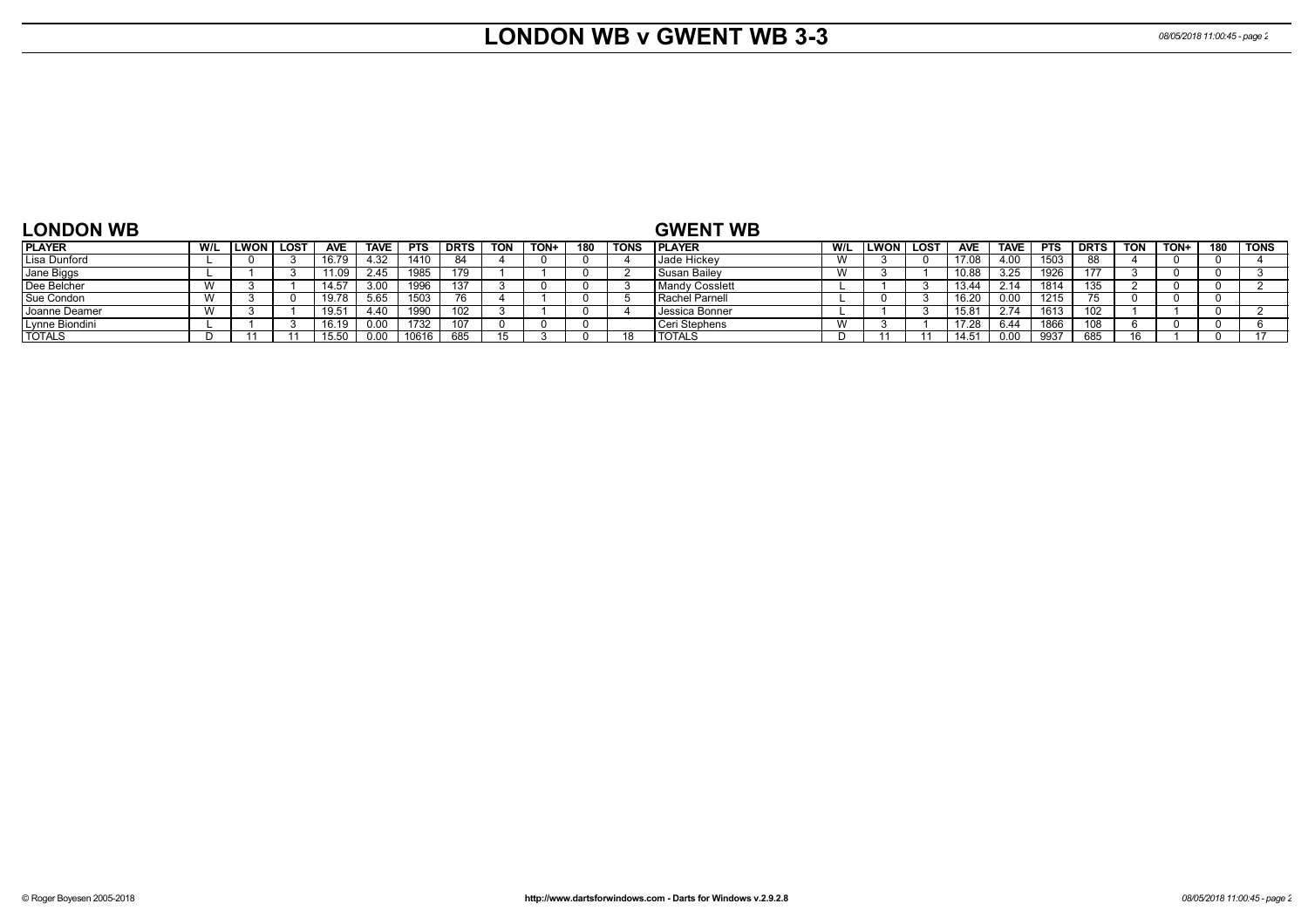# LONDON WB v GWENT WB 3-3

## LONDON WB

| PLAYER | W/L | LWON | LOST | AVE | TAVE | PTS | DRTS | TON | TON+ | 180 | TONS |
|---|---|---|---|---|---|---|---|---|---|---|---|
| Lisa Dunford | L | 0 | 3 | 16.79 | 4.32 | 1410 | 84 | 4 | 0 | 0 | 4 |
| Jane Biggs | L | 1 | 3 | 11.09 | 2.45 | 1985 | 179 | 1 | 1 | 0 | 2 |
| Dee Belcher | W | 3 | 1 | 14.57 | 3.00 | 1996 | 137 | 3 | 0 | 0 | 3 |
| Sue Condon | W | 3 | 0 | 19.78 | 5.65 | 1503 | 76 | 4 | 1 | 0 | 5 |
| Joanne Deamer | W | 3 | 1 | 19.51 | 4.40 | 1990 | 102 | 3 | 1 | 0 | 4 |
| Lynne Biondini | L | 1 | 3 | 16.19 | 0.00 | 1732 | 107 | 0 | 0 | 0 | |
| TOTALS | D | 11 | 11 | 15.50 | 0.00 | 10616 | 685 | 15 | 3 | 0 | 18 |

## GWENT WB

| PLAYER | W/L | LWON | LOST | AVE | TAVE | PTS | DRTS | TON | TON+ | 180 | TONS |
|---|---|---|---|---|---|---|---|---|---|---|---|
| Jade Hickey | W | 3 | 0 | 17.08 | 4.00 | 1503 | 88 | 4 | 0 | 0 | 4 |
| Susan Bailey | W | 3 | 1 | 10.88 | 3.25 | 1926 | 177 | 3 | 0 | 0 | 3 |
| Mandy Cosslett | L | 1 | 3 | 13.44 | 2.14 | 1814 | 135 | 2 | 0 | 0 | 2 |
| Rachel Parnell | L | 0 | 3 | 16.20 | 0.00 | 1215 | 75 | 0 | 0 | 0 | |
| Jessica Bonner | L | 1 | 3 | 15.81 | 2.74 | 1613 | 102 | 1 | 1 | 0 | 2 |
| Ceri Stephens | W | 3 | 1 | 17.28 | 6.44 | 1866 | 108 | 6 | 0 | 0 | 6 |
| TOTALS | D | 11 | 11 | 14.51 | 0.00 | 9937 | 685 | 16 | 1 | 0 | 17 |